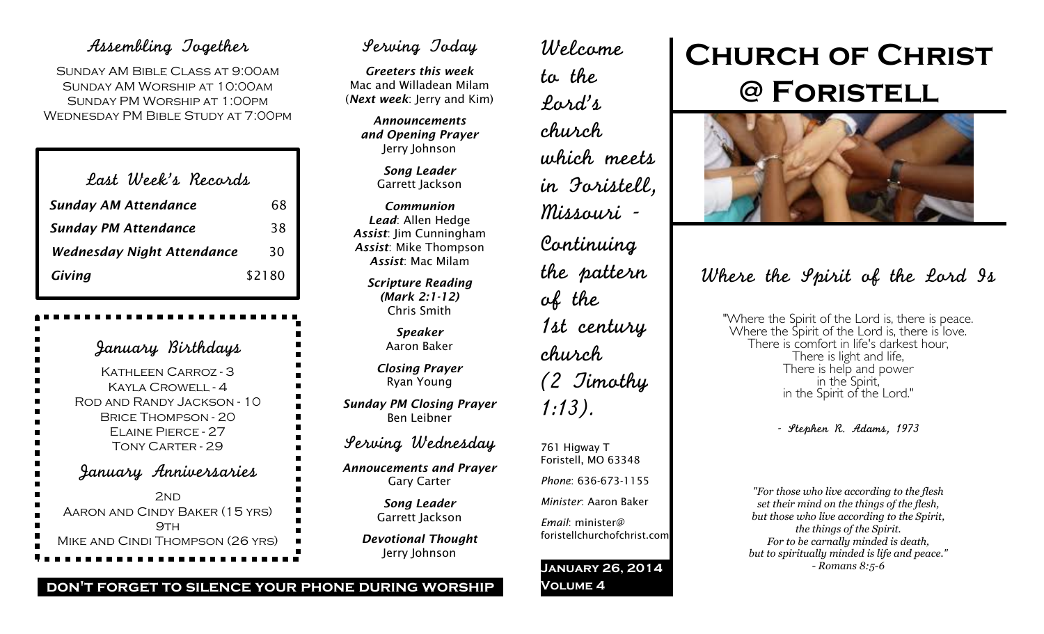## Assembling Together

Sunday AM Bible Class at 9:00am
Sunday AM Worship at 10:00am
Sunday PM Worship at 1:00pm
Wednesday PM Bible Study at 7:00pm

## Last Week's Records

| | |
|---|---|
| ***Sunday AM Attendance*** | 68 |
| ***Sunday PM Attendance*** | 38 |
| ***Wednesday Night Attendance*** | 30 |
| ***Giving*** | $2180 |

## January Birthdays

Kathleen Carroz - 3
Kayla Crowell - 4
Rod and Randy Jackson - 10
Brice Thompson - 20
Elaine Pierce - 27
Tony Carter - 29

## January Anniversaries

2nd
Aaron and Cindy Baker (15 yrs)
9th
Mike and Cindi Thompson (26 yrs)

## Serving Today

***Greeters this week***
Mac and Willadean Milam
(***Next week***: Jerry and Kim)

***Announcements and Opening Prayer***
Jerry Johnson

***Song Leader***
Garrett Jackson

***Communion***
***Lead***: Allen Hedge
***Assist***: Jim Cunningham
***Assist***: Mike Thompson
***Assist***: Mac Milam

***Scripture Reading (Mark 2:1-12)***
Chris Smith

***Speaker***
Aaron Baker

***Closing Prayer***
Ryan Young

***Sunday PM Closing Prayer***
Ben Leibner

## Serving Wednesday

***Annoucements and Prayer***
Gary Carter

***Song Leader***
Garrett Jackson

***Devotional Thought***
Jerry Johnson

**DON'T FORGET TO SILENCE YOUR PHONE DURING WORSHIP**

*Welcome to the Lord's church which meets in Foristell, Missouri - Continuing the pattern of the 1st century church (2 Timothy 1:13).*

761 Higway T
Foristell, MO 63348

*Phone*: 636-673-1155

*Minister*: Aaron Baker

*Email*: minister@foristellchurchofchrist.com

**January 26, 2014**
**Volume 4**

# Church of Christ @ Foristell

## Where the Spirit of the Lord Is

"Where the Spirit of the Lord is, there is peace.
Where the Spirit of the Lord is, there is love.
There is comfort in life's darkest hour,
There is light and life,
There is help and power
in the Spirit,
in the Spirit of the Lord."

*- Stephen R. Adams, 1973*

*"For those who live according to the flesh
set their mind on the things of the flesh,
but those who live according to the Spirit,
the things of the Spirit.
For to be carnally minded is death,
but to spiritually minded is life and peace."
- Romans 8:5-6*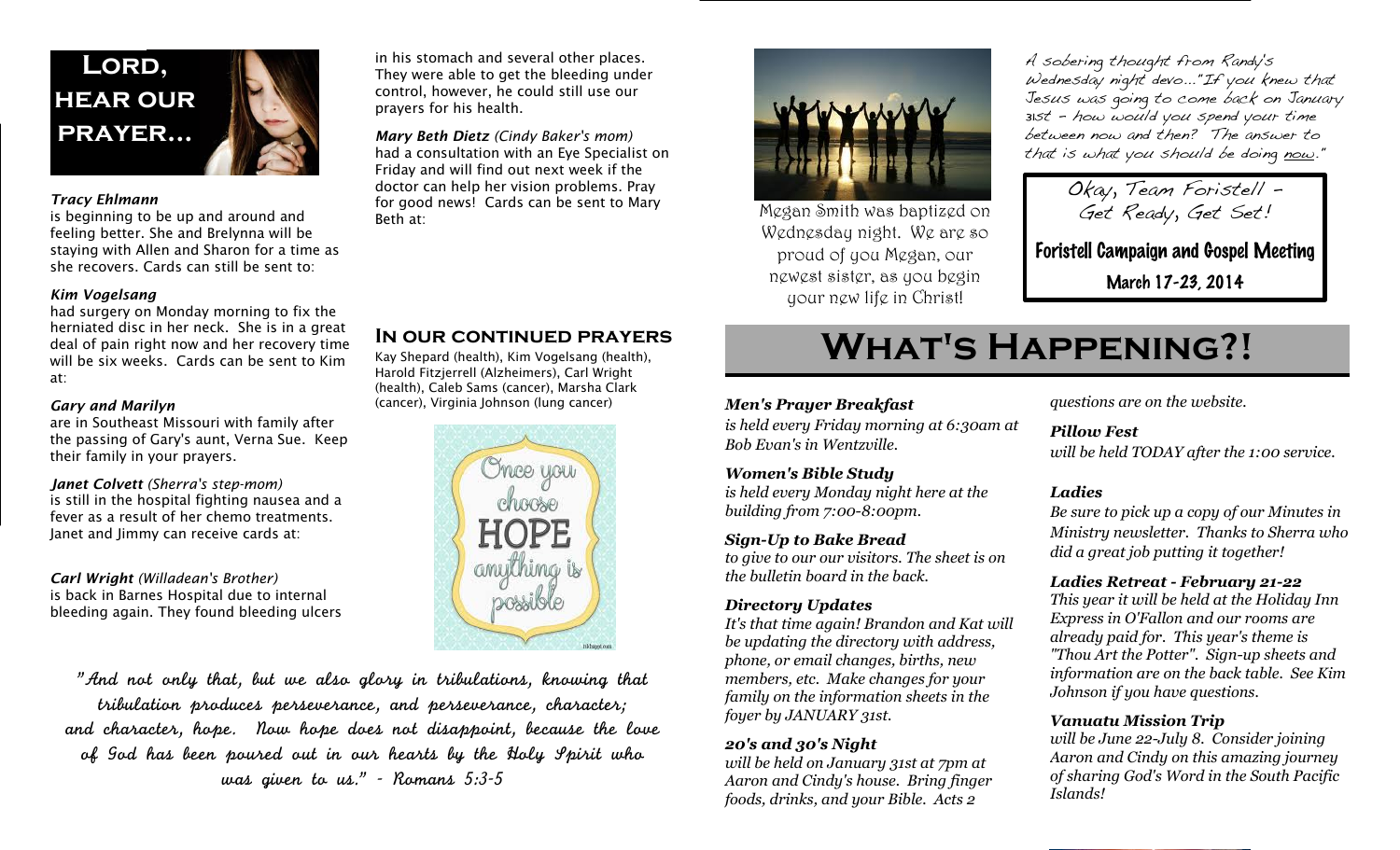# Lord, hear our prayer...

***Tracy Ehlmann***
is beginning to be up and around and feeling better. She and Brelynna will be staying with Allen and Sharon for a time as she recovers. Cards can still be sent to:

***Kim Vogelsang***
had surgery on Monday morning to fix the herniated disc in her neck. She is in a great deal of pain right now and her recovery time will be six weeks. Cards can be sent to Kim at:

***Gary and Marilyn***
are in Southeast Missouri with family after the passing of Gary's aunt, Verna Sue. Keep their family in your prayers.

***Janet Colvett*** *(Sherra's step-mom)*
is still in the hospital fighting nausea and a fever as a result of her chemo treatments. Janet and Jimmy can receive cards at:

***Carl Wright*** *(Willadean's Brother)*
is back in Barnes Hospital due to internal bleeding again. They found bleeding ulcers in his stomach and several other places. They were able to get the bleeding under control, however, he could still use our prayers for his health.

***Mary Beth Dietz*** *(Cindy Baker's mom)*
had a consultation with an Eye Specialist on Friday and will find out next week if the doctor can help her vision problems. Pray for good news! Cards can be sent to Mary Beth at:

## In our continued prayers

Kay Shepard (health), Kim Vogelsang (health), Harold Fitzjerrell (Alzheimers), Carl Wright (health), Caleb Sams (cancer), Marsha Clark (cancer), Virginia Johnson (lung cancer)

Once you choose HOPE anything is possible

"And not only that, but we also glory in tribulations, knowing that tribulation produces perseverance, and perseverance, character; and character, hope. Now hope does not disappoint, because the love of God has been poured out in our hearts by the Holy Spirit who was given to us." - Romans 5:3-5

Megan Smith was baptized on Wednesday night. We are so proud of you Megan, our newest sister, as you begin your new life in Christ!

A sobering thought from Randy's Wednesday night devo..."If you knew that Jesus was going to come back on January 31st - how would you spend your time between now and then? The answer to that is what you should be doing now."

Okay, Team Foristell - Get Ready, Get Set!

**Foristell Campaign and Gospel Meeting**

**March 17-23, 2014**

# What's Happening?!

***Men's Prayer Breakfast***
*is held every Friday morning at 6:30am at Bob Evan's in Wentzville.*

***Women's Bible Study***
*is held every Monday night here at the building from 7:00-8:00pm.*

***Sign-Up to Bake Bread***
*to give to our our visitors. The sheet is on the bulletin board in the back.*

***Directory Updates***
*It's that time again! Brandon and Kat will be updating the directory with address, phone, or email changes, births, new members, etc. Make changes for your family on the information sheets in the foyer by JANUARY 31st.*

***20's and 30's Night***
*will be held on January 31st at 7pm at Aaron and Cindy's house. Bring finger foods, drinks, and your Bible. Acts 2 questions are on the website.*

***Pillow Fest***
*will be held TODAY after the 1:00 service.*

***Ladies***
*Be sure to pick up a copy of our Minutes in Ministry newsletter. Thanks to Sherra who did a great job putting it together!*

***Ladies Retreat - February 21-22***
*This year it will be held at the Holiday Inn Express in O'Fallon and our rooms are already paid for. This year's theme is "Thou Art the Potter". Sign-up sheets and information are on the back table. See Kim Johnson if you have questions.*

***Vanuatu Mission Trip***
*will be June 22-July 8. Consider joining Aaron and Cindy on this amazing journey of sharing God's Word in the South Pacific Islands!*